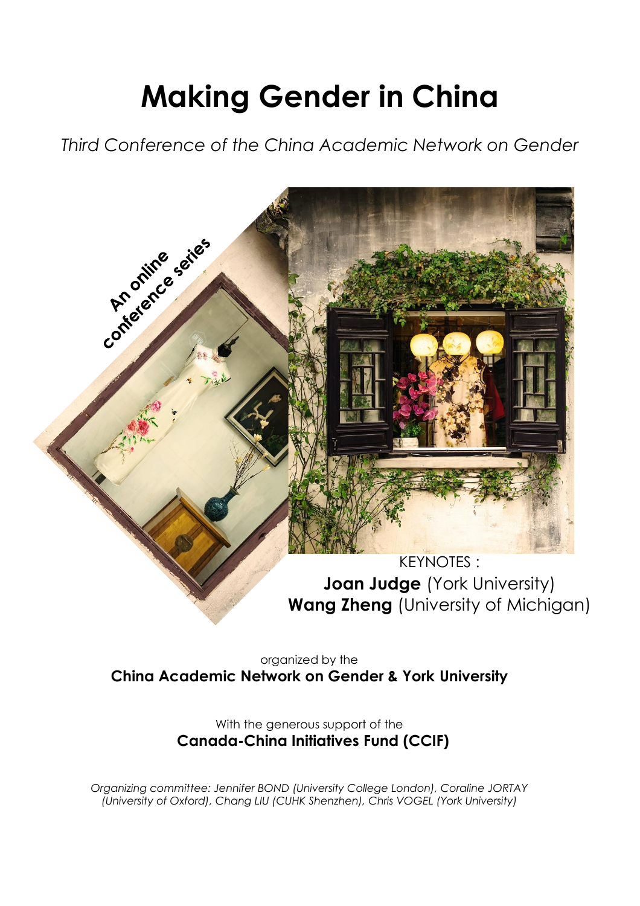# Making Gender in China

*Third Conference of the China Academic Network on Gender*

**An online conference series**

KEYNOTES :

**Joan Judge** (York University)

**Wang Zheng** (University of Michigan)

organized by the

**China Academic Network on Gender & York University**

With the generous support of the

**Canada-China Initiatives Fund (CCIF)**

*Organizing committee: Jennifer BOND (University College London), Coraline JORTAY (University of Oxford), Chang LIU (CUHK Shenzhen), Chris VOGEL (York University)*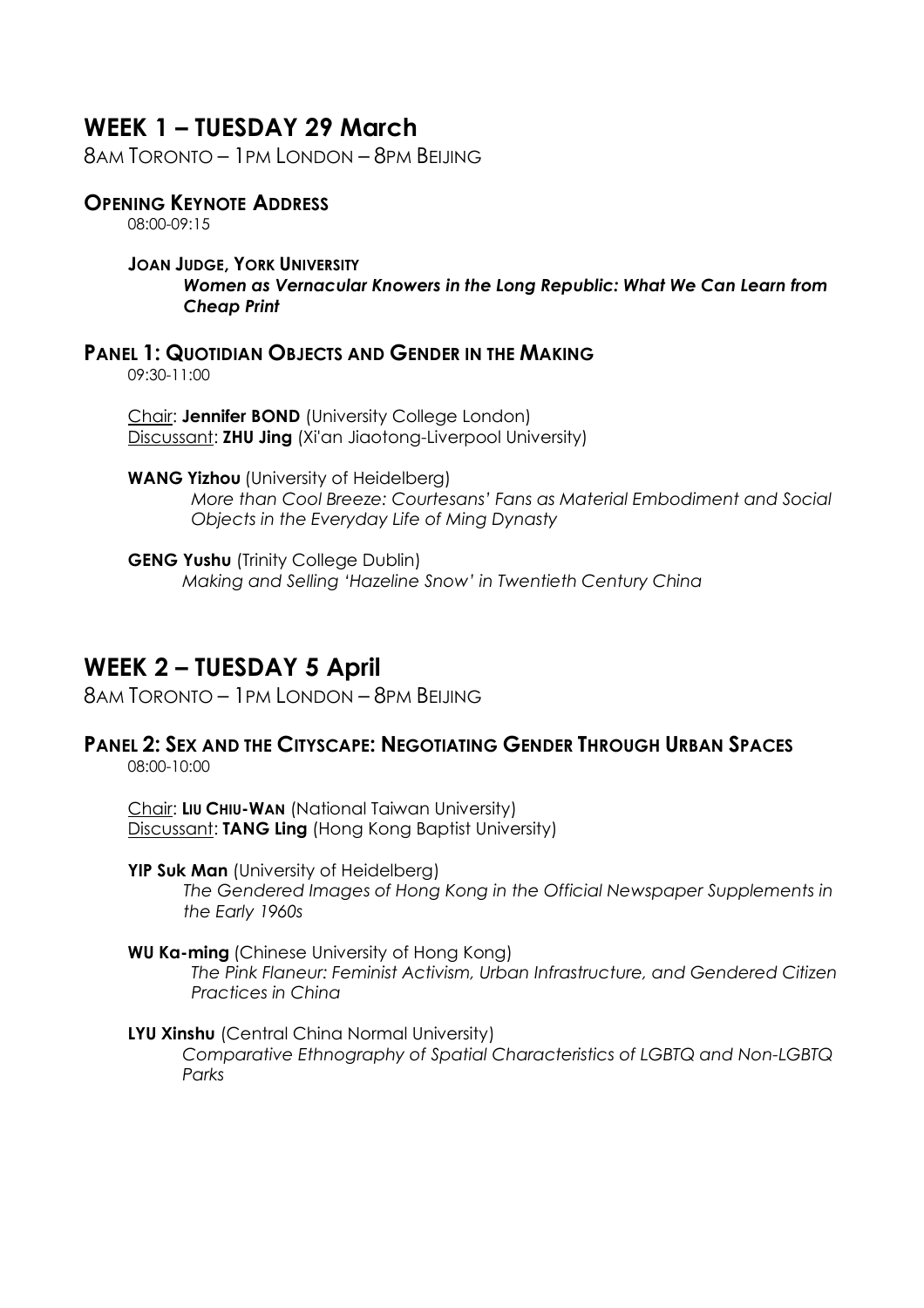## WEEK 1 – TUESDAY 29 March

8AM TORONTO – 1PM LONDON – 8PM BEIJING

### OPENING KEYNOTE ADDRESS

08:00-09:15

**JOAN JUDGE, YORK UNIVERSITY**
***Women as Vernacular Knowers in the Long Republic: What We Can Learn from Cheap Print***

### PANEL 1: QUOTIDIAN OBJECTS AND GENDER IN THE MAKING

09:30-11:00

Chair: **Jennifer BOND** (University College London)
Discussant: **ZHU Jing** (Xi'an Jiaotong-Liverpool University)

**WANG Yizhou** (University of Heidelberg)
*More than Cool Breeze: Courtesans' Fans as Material Embodiment and Social Objects in the Everyday Life of Ming Dynasty*

**GENG Yushu** (Trinity College Dublin)
*Making and Selling 'Hazeline Snow' in Twentieth Century China*

## WEEK 2 – TUESDAY 5 April

8AM TORONTO – 1PM LONDON – 8PM BEIJING

### PANEL 2: SEX AND THE CITYSCAPE: NEGOTIATING GENDER THROUGH URBAN SPACES

08:00-10:00

Chair: **LIU CHIU-WAN** (National Taiwan University)
Discussant: **TANG Ling** (Hong Kong Baptist University)

**YIP Suk Man** (University of Heidelberg)
*The Gendered Images of Hong Kong in the Official Newspaper Supplements in the Early 1960s*

**WU Ka-ming** (Chinese University of Hong Kong)
*The Pink Flaneur: Feminist Activism, Urban Infrastructure, and Gendered Citizen Practices in China*

**LYU Xinshu** (Central China Normal University)
*Comparative Ethnography of Spatial Characteristics of LGBTQ and Non-LGBTQ Parks*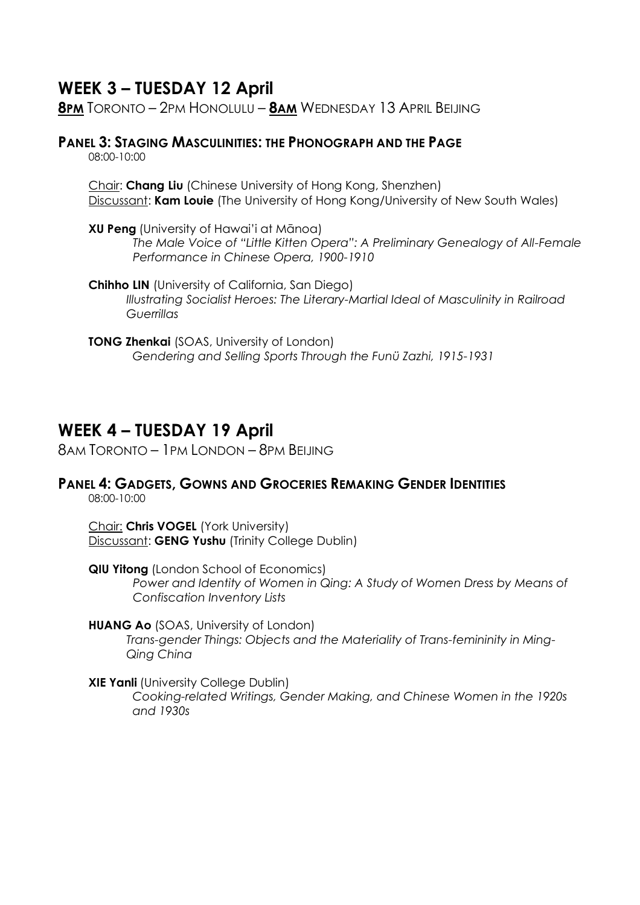## WEEK 3 – TUESDAY 12 April

**8PM** TORONTO – 2PM HONOLULU – **8AM** WEDNESDAY 13 APRIL BEIJING

### PANEL 3: STAGING MASCULINITIES: THE PHONOGRAPH AND THE PAGE

08:00-10:00

Chair: **Chang Liu** (Chinese University of Hong Kong, Shenzhen)
Discussant: **Kam Louie** (The University of Hong Kong/University of New South Wales)

**XU Peng** (University of Hawai'i at Mānoa)
*The Male Voice of "Little Kitten Opera": A Preliminary Genealogy of All-Female Performance in Chinese Opera, 1900-1910*

**Chihho LIN** (University of California, San Diego)
*Illustrating Socialist Heroes: The Literary-Martial Ideal of Masculinity in Railroad Guerrillas*

**TONG Zhenkai** (SOAS, University of London)
*Gendering and Selling Sports Through the Funü Zazhi, 1915-1931*

## WEEK 4 – TUESDAY 19 April

8AM TORONTO – 1PM LONDON – 8PM BEIJING

### PANEL 4: GADGETS, GOWNS AND GROCERIES REMAKING GENDER IDENTITIES

08:00-10:00

Chair: **Chris VOGEL** (York University)
Discussant: **GENG Yushu** (Trinity College Dublin)

**QIU Yitong** (London School of Economics)
*Power and Identity of Women in Qing: A Study of Women Dress by Means of Confiscation Inventory Lists*

**HUANG Ao** (SOAS, University of London)
*Trans-gender Things: Objects and the Materiality of Trans-femininity in Ming-Qing China*

**XIE Yanli** (University College Dublin)
*Cooking-related Writings, Gender Making, and Chinese Women in the 1920s and 1930s*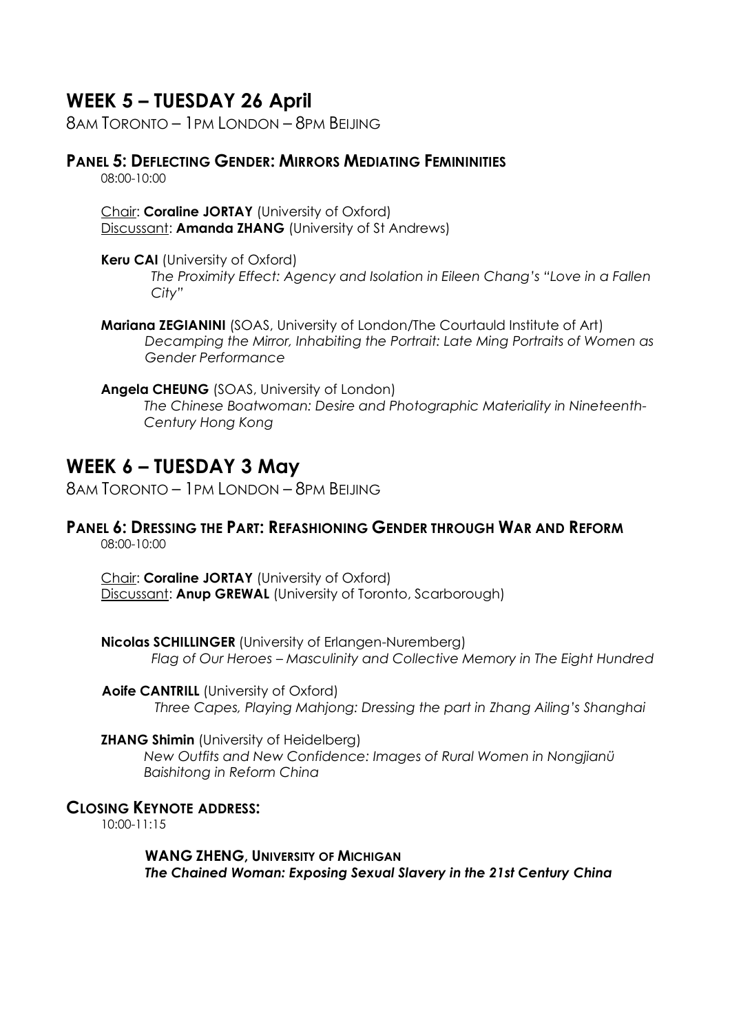## WEEK 5 – TUESDAY 26 April

8AM TORONTO – 1PM LONDON – 8PM BEIJING

### PANEL 5: DEFLECTING GENDER: MIRRORS MEDIATING FEMININITIES

08:00-10:00

Chair: **Coraline JORTAY** (University of Oxford)
Discussant: **Amanda ZHANG** (University of St Andrews)

**Keru CAI** (University of Oxford)
*The Proximity Effect: Agency and Isolation in Eileen Chang's "Love in a Fallen City"*

**Mariana ZEGIANINI** (SOAS, University of London/The Courtauld Institute of Art)
*Decamping the Mirror, Inhabiting the Portrait: Late Ming Portraits of Women as Gender Performance*

**Angela CHEUNG** (SOAS, University of London)
*The Chinese Boatwoman: Desire and Photographic Materiality in Nineteenth-Century Hong Kong*

## WEEK 6 – TUESDAY 3 May

8AM TORONTO – 1PM LONDON – 8PM BEIJING

### PANEL 6: DRESSING THE PART: REFASHIONING GENDER THROUGH WAR AND REFORM

08:00-10:00

Chair: **Coraline JORTAY** (University of Oxford)
Discussant: **Anup GREWAL** (University of Toronto, Scarborough)

**Nicolas SCHILLINGER** (University of Erlangen-Nuremberg)
*Flag of Our Heroes – Masculinity and Collective Memory in The Eight Hundred*

**Aoife CANTRILL** (University of Oxford)
*Three Capes, Playing Mahjong: Dressing the part in Zhang Ailing's Shanghai*

**ZHANG Shimin** (University of Heidelberg)
*New Outfits and New Confidence: Images of Rural Women in Nongjianü Baishitong in Reform China*

### CLOSING KEYNOTE ADDRESS:

10:00-11:15

**WANG ZHENG, UNIVERSITY OF MICHIGAN**
***The Chained Woman: Exposing Sexual Slavery in the 21st Century China***